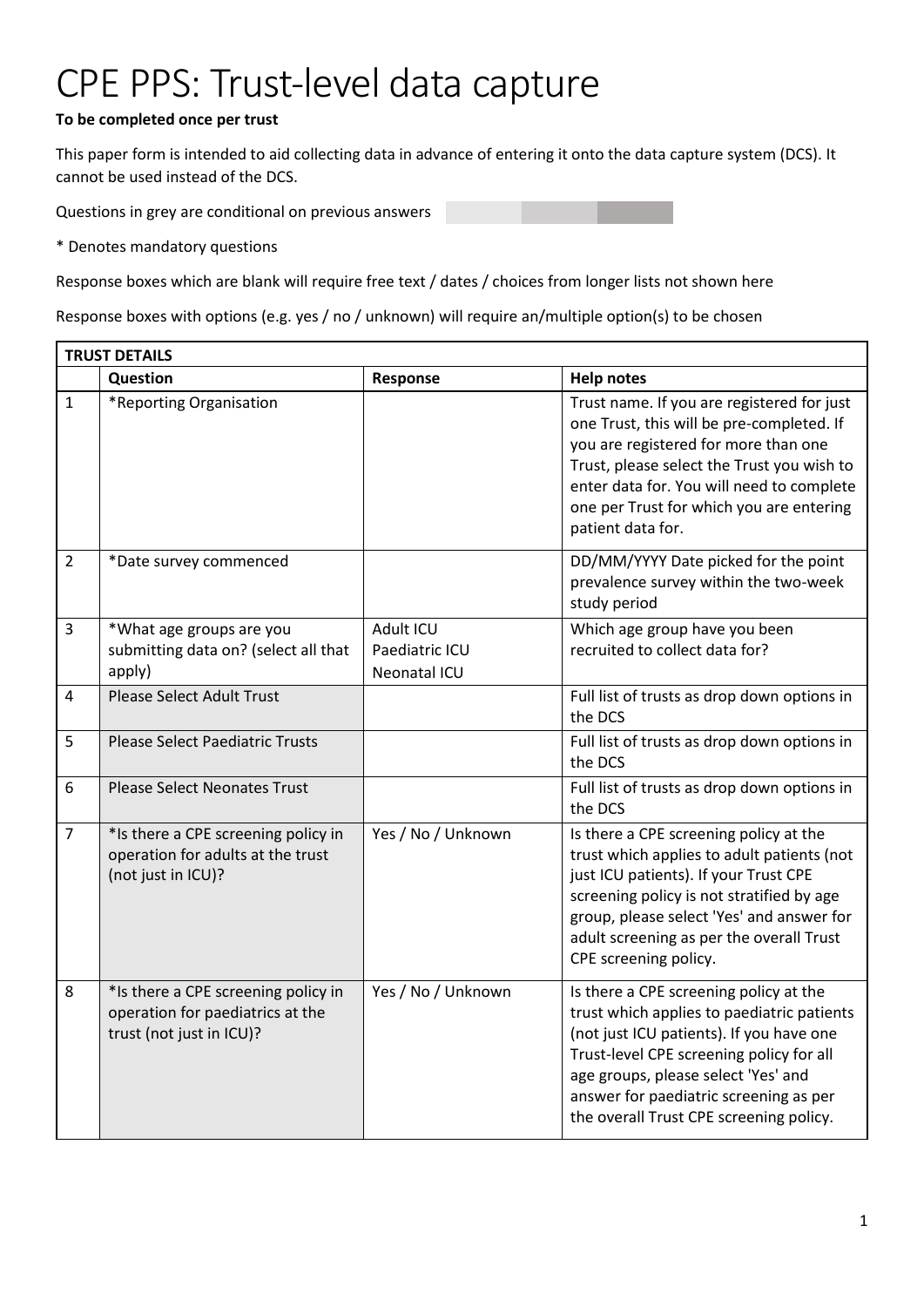# CPE PPS: Trust-level data capture

**To be completed once per trust**

This paper form is intended to aid collecting data in advance of entering it onto the data capture system (DCS). It cannot be used instead of the DCS.

Questions in grey are conditional on previous answers

* Denotes mandatory questions

Response boxes which are blank will require free text / dates / choices from longer lists not shown here

Response boxes with options (e.g. yes / no / unknown) will require an/multiple option(s) to be chosen

| **TRUST DETAILS** | | | |
|---|---|---|---|
| | **Question** | **Response** | **Help notes** |
| 1 | *Reporting Organisation | | Trust name. If you are registered for just one Trust, this will be pre-completed. If you are registered for more than one Trust, please select the Trust you wish to enter data for. You will need to complete one per Trust for which you are entering patient data for. |
| 2 | *Date survey commenced | | DD/MM/YYYY Date picked for the point prevalence survey within the two-week study period |
| 3 | *What age groups are you submitting data on? (select all that apply) | Adult ICU<br>Paediatric ICU<br>Neonatal ICU | Which age group have you been recruited to collect data for? |
| 4 | Please Select Adult Trust | | Full list of trusts as drop down options in the DCS |
| 5 | Please Select Paediatric Trusts | | Full list of trusts as drop down options in the DCS |
| 6 | Please Select Neonates Trust | | Full list of trusts as drop down options in the DCS |
| 7 | *Is there a CPE screening policy in operation for adults at the trust (not just in ICU)? | Yes / No / Unknown | Is there a CPE screening policy at the trust which applies to adult patients (not just ICU patients). If your Trust CPE screening policy is not stratified by age group, please select 'Yes' and answer for adult screening as per the overall Trust CPE screening policy. |
| 8 | *Is there a CPE screening policy in operation for paediatrics at the trust (not just in ICU)? | Yes / No / Unknown | Is there a CPE screening policy at the trust which applies to paediatric patients (not just ICU patients). If you have one Trust-level CPE screening policy for all age groups, please select 'Yes' and answer for paediatric screening as per the overall Trust CPE screening policy. |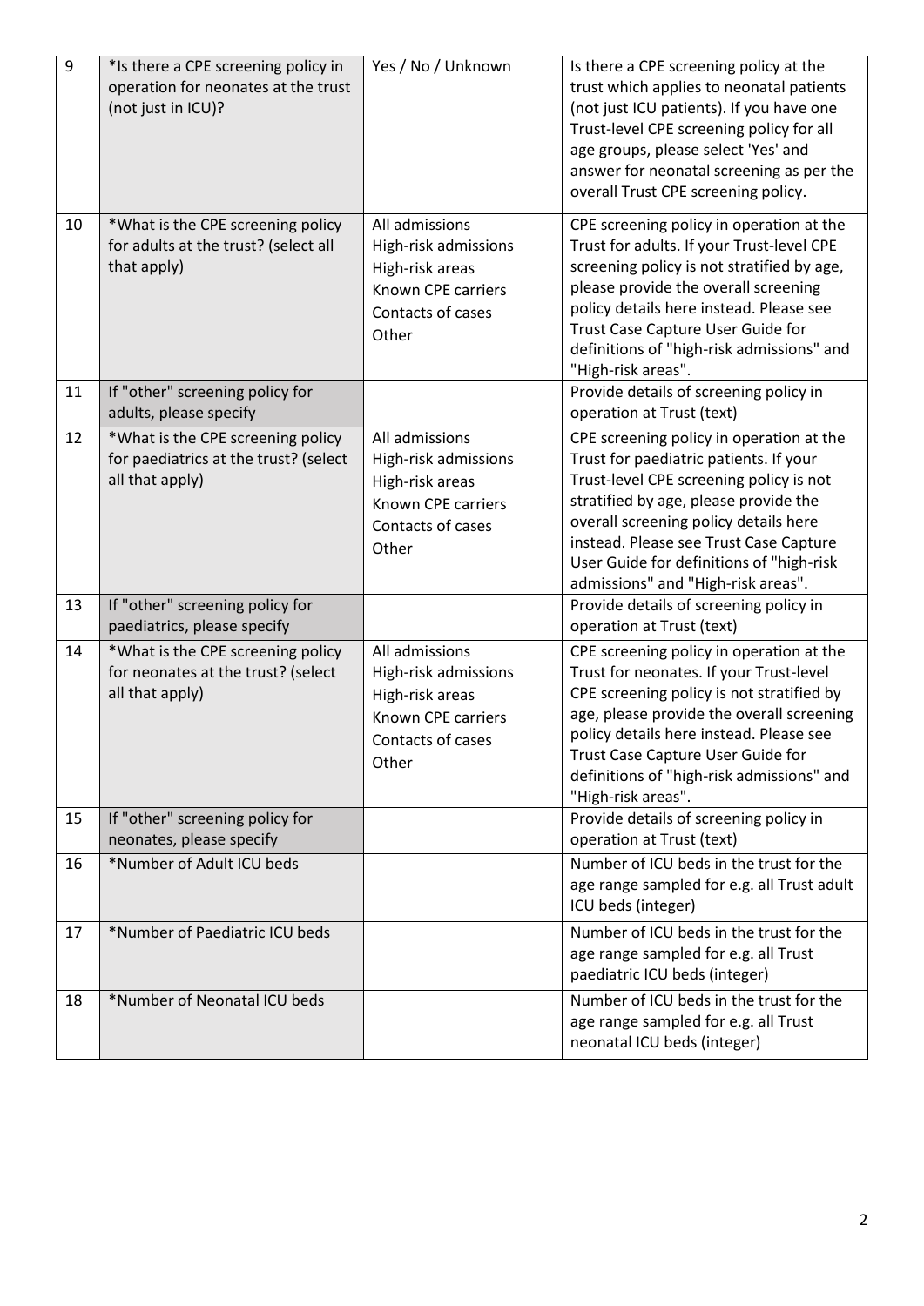| | | | |
|---|---|---|---|
| 9 | *Is there a CPE screening policy in operation for neonates at the trust (not just in ICU)? | Yes / No / Unknown | Is there a CPE screening policy at the trust which applies to neonatal patients (not just ICU patients). If you have one Trust-level CPE screening policy for all age groups, please select 'Yes' and answer for neonatal screening as per the overall Trust CPE screening policy. |
| 10 | *What is the CPE screening policy for adults at the trust? (select all that apply) | All admissions<br>High-risk admissions<br>High-risk areas<br>Known CPE carriers<br>Contacts of cases<br>Other | CPE screening policy in operation at the Trust for adults. If your Trust-level CPE screening policy is not stratified by age, please provide the overall screening policy details here instead. Please see Trust Case Capture User Guide for definitions of "high-risk admissions" and "High-risk areas". |
| 11 | If "other" screening policy for adults, please specify | | Provide details of screening policy in operation at Trust (text) |
| 12 | *What is the CPE screening policy for paediatrics at the trust? (select all that apply) | All admissions<br>High-risk admissions<br>High-risk areas<br>Known CPE carriers<br>Contacts of cases<br>Other | CPE screening policy in operation at the Trust for paediatric patients. If your Trust-level CPE screening policy is not stratified by age, please provide the overall screening policy details here instead. Please see Trust Case Capture User Guide for definitions of "high-risk admissions" and "High-risk areas". |
| 13 | If "other" screening policy for paediatrics, please specify | | Provide details of screening policy in operation at Trust (text) |
| 14 | *What is the CPE screening policy for neonates at the trust? (select all that apply) | All admissions<br>High-risk admissions<br>High-risk areas<br>Known CPE carriers<br>Contacts of cases<br>Other | CPE screening policy in operation at the Trust for neonates. If your Trust-level CPE screening policy is not stratified by age, please provide the overall screening policy details here instead. Please see Trust Case Capture User Guide for definitions of "high-risk admissions" and "High-risk areas". |
| 15 | If "other" screening policy for neonates, please specify | | Provide details of screening policy in operation at Trust (text) |
| 16 | *Number of Adult ICU beds | | Number of ICU beds in the trust for the age range sampled for e.g. all Trust adult ICU beds (integer) |
| 17 | *Number of Paediatric ICU beds | | Number of ICU beds in the trust for the age range sampled for e.g. all Trust paediatric ICU beds (integer) |
| 18 | *Number of Neonatal ICU beds | | Number of ICU beds in the trust for the age range sampled for e.g. all Trust neonatal ICU beds (integer) |